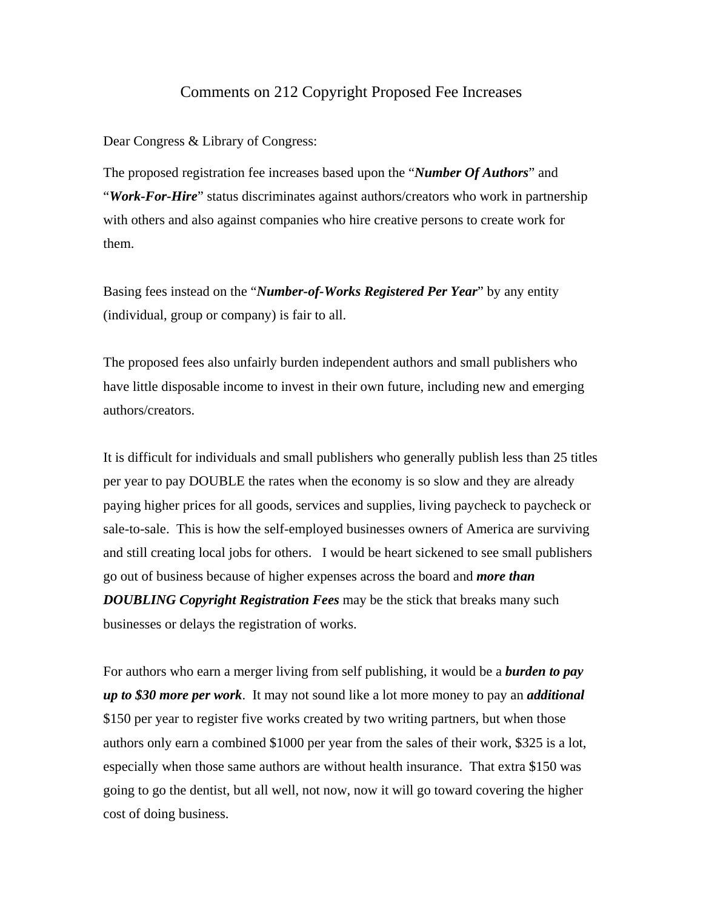# Comments on 212 Copyright Proposed Fee Increases

Dear Congress & Library of Congress:

The proposed registration fee increases based upon the "***Number Of Authors***" and "***Work-For-Hire***" status discriminates against authors/creators who work in partnership with others and also against companies who hire creative persons to create work for them.

Basing fees instead on the "***Number-of-Works Registered Per Year***" by any entity (individual, group or company) is fair to all.

The proposed fees also unfairly burden independent authors and small publishers who have little disposable income to invest in their own future, including new and emerging authors/creators.

It is difficult for individuals and small publishers who generally publish less than 25 titles per year to pay DOUBLE the rates when the economy is so slow and they are already paying higher prices for all goods, services and supplies, living paycheck to paycheck or sale-to-sale. This is how the self-employed businesses owners of America are surviving and still creating local jobs for others. I would be heart sickened to see small publishers go out of business because of higher expenses across the board and ***more than DOUBLING Copyright Registration Fees*** may be the stick that breaks many such businesses or delays the registration of works.

For authors who earn a merger living from self publishing, it would be a ***burden to pay up to $30 more per work***. It may not sound like a lot more money to pay an ***additional*** $150 per year to register five works created by two writing partners, but when those authors only earn a combined $1000 per year from the sales of their work, $325 is a lot, especially when those same authors are without health insurance. That extra $150 was going to go the dentist, but all well, not now, now it will go toward covering the higher cost of doing business.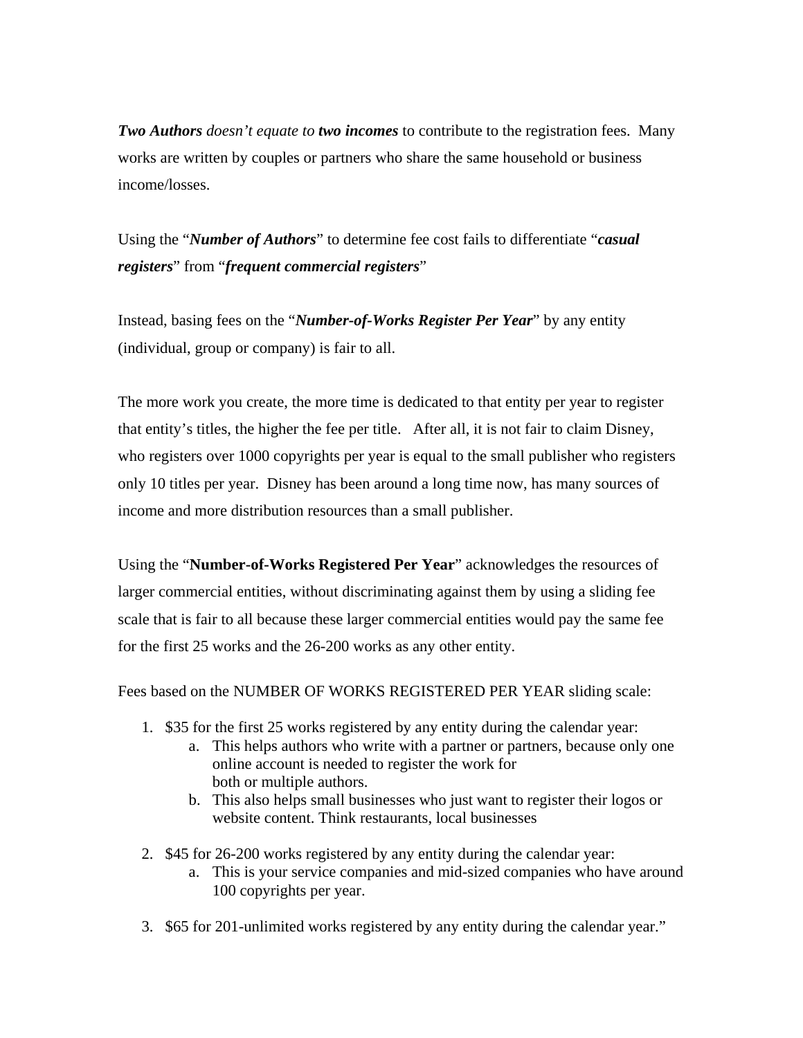***Two Authors*** *doesn't equate to* ***two incomes*** to contribute to the registration fees. Many works are written by couples or partners who share the same household or business income/losses.

Using the "***Number of Authors***" to determine fee cost fails to differentiate "***casual registers***" from "***frequent commercial registers***"

Instead, basing fees on the "***Number-of-Works Register Per Year***" by any entity (individual, group or company) is fair to all.

The more work you create, the more time is dedicated to that entity per year to register that entity's titles, the higher the fee per title. After all, it is not fair to claim Disney, who registers over 1000 copyrights per year is equal to the small publisher who registers only 10 titles per year. Disney has been around a long time now, has many sources of income and more distribution resources than a small publisher.

Using the "**Number-of-Works Registered Per Year**" acknowledges the resources of larger commercial entities, without discriminating against them by using a sliding fee scale that is fair to all because these larger commercial entities would pay the same fee for the first 25 works and the 26-200 works as any other entity.

Fees based on the NUMBER OF WORKS REGISTERED PER YEAR sliding scale:

1. $35 for the first 25 works registered by any entity during the calendar year:
    a. This helps authors who write with a partner or partners, because only one online account is needed to register the work for both or multiple authors.
    b. This also helps small businesses who just want to register their logos or website content. Think restaurants, local businesses

2. $45 for 26-200 works registered by any entity during the calendar year:
    a. This is your service companies and mid-sized companies who have around 100 copyrights per year.

3. $65 for 201-unlimited works registered by any entity during the calendar year."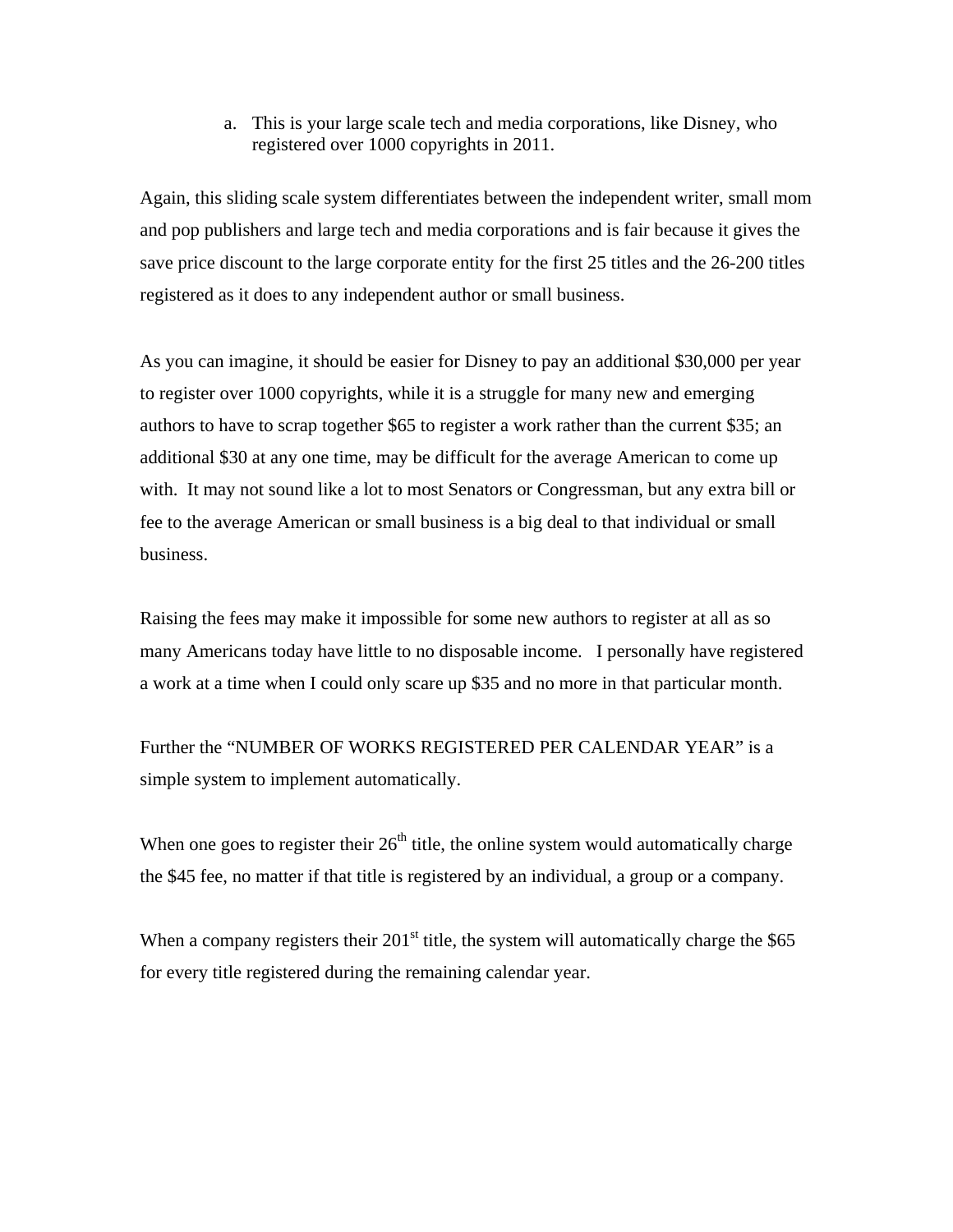a. This is your large scale tech and media corporations, like Disney, who registered over 1000 copyrights in 2011.

Again, this sliding scale system differentiates between the independent writer, small mom and pop publishers and large tech and media corporations and is fair because it gives the save price discount to the large corporate entity for the first 25 titles and the 26-200 titles registered as it does to any independent author or small business.

As you can imagine, it should be easier for Disney to pay an additional $30,000 per year to register over 1000 copyrights, while it is a struggle for many new and emerging authors to have to scrap together $65 to register a work rather than the current $35; an additional $30 at any one time, may be difficult for the average American to come up with. It may not sound like a lot to most Senators or Congressman, but any extra bill or fee to the average American or small business is a big deal to that individual or small business.

Raising the fees may make it impossible for some new authors to register at all as so many Americans today have little to no disposable income. I personally have registered a work at a time when I could only scare up $35 and no more in that particular month.

Further the "NUMBER OF WORKS REGISTERED PER CALENDAR YEAR" is a simple system to implement automatically.

When one goes to register their 26th title, the online system would automatically charge the $45 fee, no matter if that title is registered by an individual, a group or a company.

When a company registers their 201st title, the system will automatically charge the $65 for every title registered during the remaining calendar year.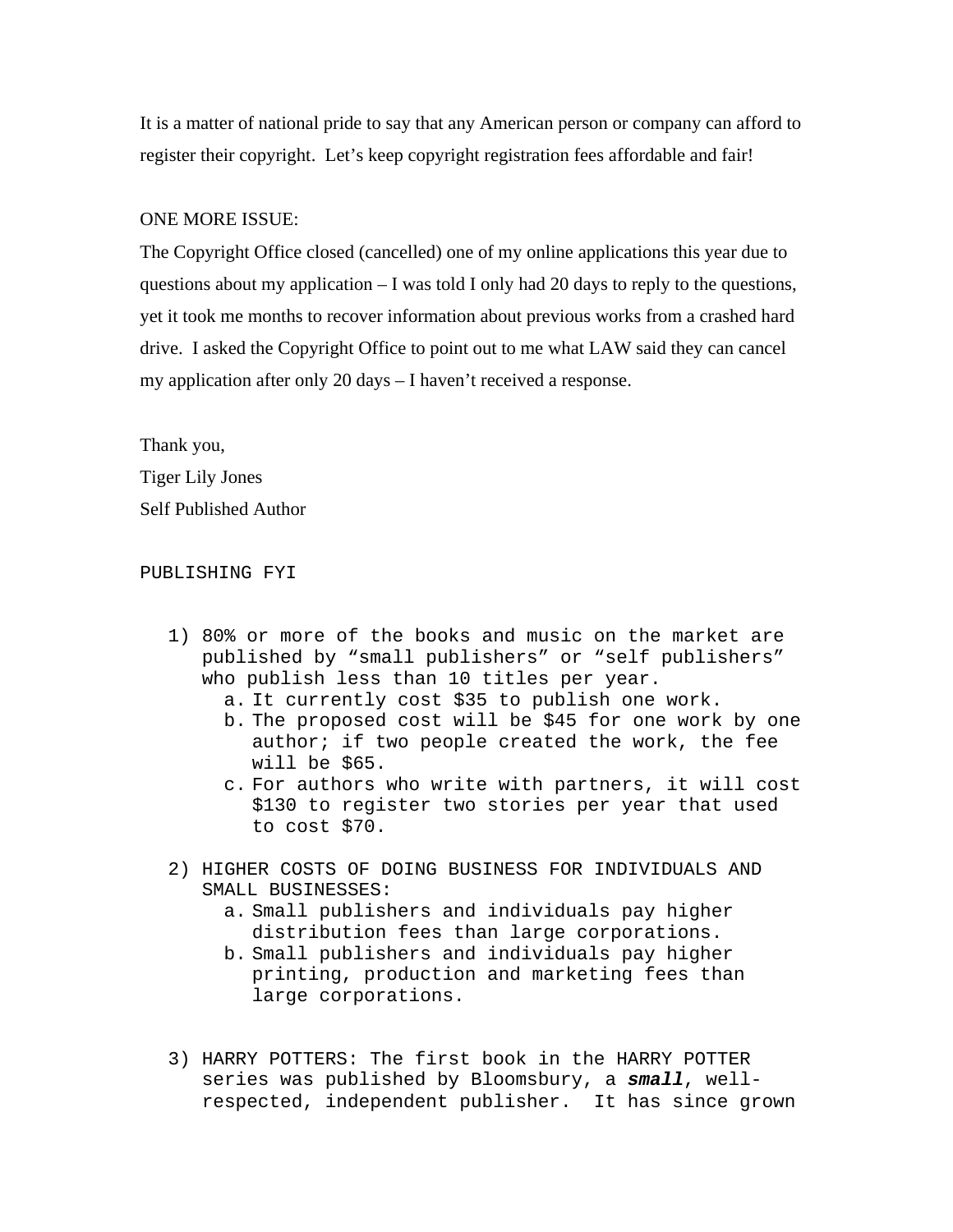It is a matter of national pride to say that any American person or company can afford to register their copyright. Let's keep copyright registration fees affordable and fair!

ONE MORE ISSUE:
The Copyright Office closed (cancelled) one of my online applications this year due to questions about my application – I was told I only had 20 days to reply to the questions, yet it took me months to recover information about previous works from a crashed hard drive. I asked the Copyright Office to point out to me what LAW said they can cancel my application after only 20 days – I haven't received a response.

Thank you,
Tiger Lily Jones
Self Published Author

PUBLISHING FYI

1) 80% or more of the books and music on the market are published by "small publishers" or "self publishers" who publish less than 10 titles per year.
   a. It currently cost $35 to publish one work.
   b. The proposed cost will be $45 for one work by one author; if two people created the work, the fee will be $65.
   c. For authors who write with partners, it will cost $130 to register two stories per year that used to cost $70.

2) HIGHER COSTS OF DOING BUSINESS FOR INDIVIDUALS AND SMALL BUSINESSES:
   a. Small publishers and individuals pay higher distribution fees than large corporations.
   b. Small publishers and individuals pay higher printing, production and marketing fees than large corporations.

3) HARRY POTTERS: The first book in the HARRY POTTER series was published by Bloomsbury, a ***small***, well-respected, independent publisher. It has since grown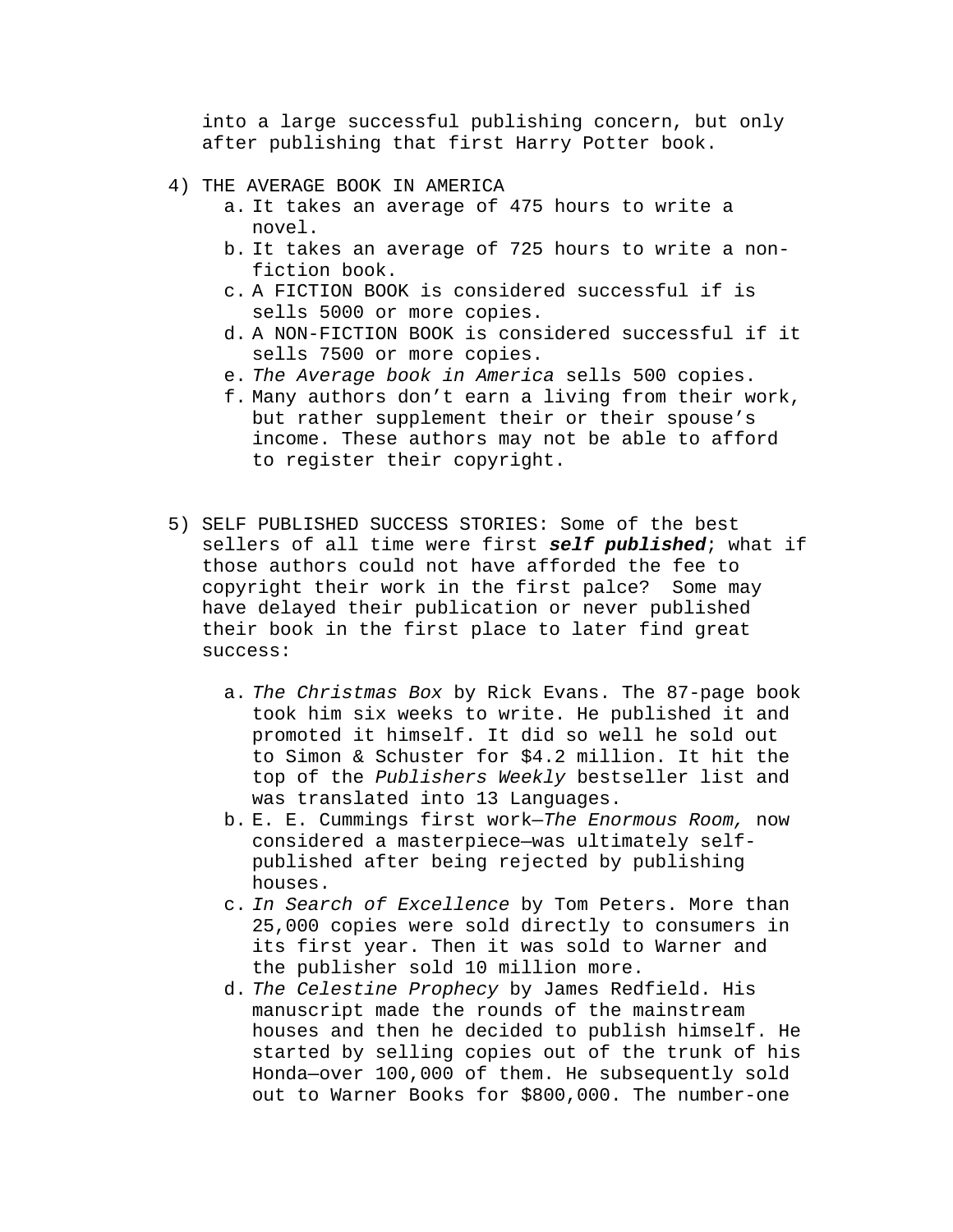into a large successful publishing concern, but only after publishing that first Harry Potter book.

4) THE AVERAGE BOOK IN AMERICA
   a. It takes an average of 475 hours to write a novel.
   b. It takes an average of 725 hours to write a non-fiction book.
   c. A FICTION BOOK is considered successful if is sells 5000 or more copies.
   d. A NON-FICTION BOOK is considered successful if it sells 7500 or more copies.
   e. *The Average book in America* sells 500 copies.
   f. Many authors don't earn a living from their work, but rather supplement their or their spouse's income. These authors may not be able to afford to register their copyright.

5) SELF PUBLISHED SUCCESS STORIES: Some of the best sellers of all time were first ***self published***; what if those authors could not have afforded the fee to copyright their work in the first palce? Some may have delayed their publication or never published their book in the first place to later find great success:

   a. *The Christmas Box* by Rick Evans. The 87-page book took him six weeks to write. He published it and promoted it himself. It did so well he sold out to Simon & Schuster for $4.2 million. It hit the top of the *Publishers Weekly* bestseller list and was translated into 13 Languages.
   b. E. E. Cummings first work—*The Enormous Room,* now considered a masterpiece—was ultimately self-published after being rejected by publishing houses.
   c. *In Search of Excellence* by Tom Peters. More than 25,000 copies were sold directly to consumers in its first year. Then it was sold to Warner and the publisher sold 10 million more.
   d. *The Celestine Prophecy* by James Redfield. His manuscript made the rounds of the mainstream houses and then he decided to publish himself. He started by selling copies out of the trunk of his Honda—over 100,000 of them. He subsequently sold out to Warner Books for $800,000. The number-one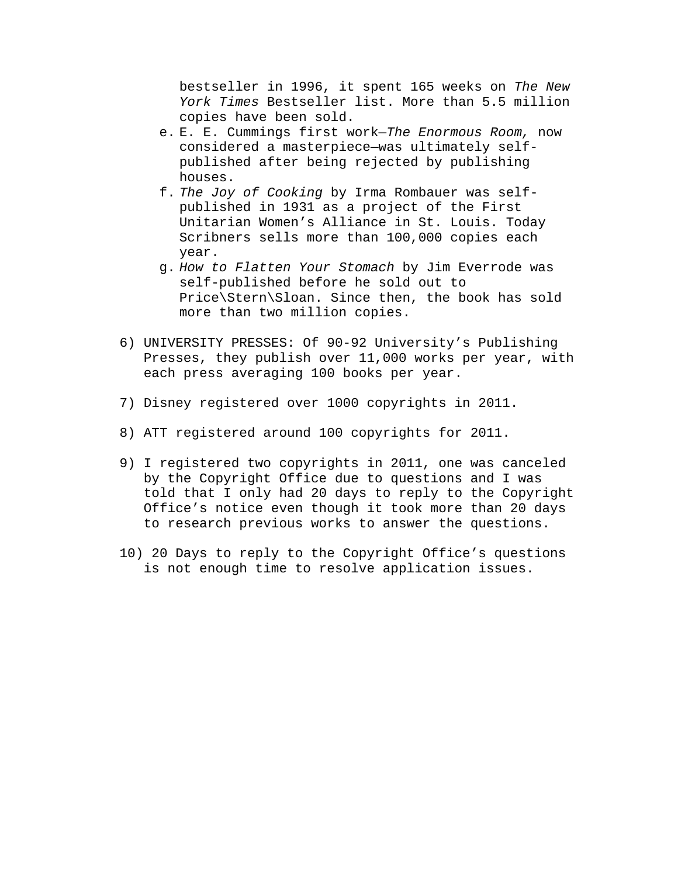bestseller in 1996, it spent 165 weeks on *The New York Times* Bestseller list. More than 5.5 million copies have been sold.

e. E. E. Cummings first work—*The Enormous Room,* now considered a masterpiece—was ultimately self-published after being rejected by publishing houses.
f. *The Joy of Cooking* by Irma Rombauer was self-published in 1931 as a project of the First Unitarian Women's Alliance in St. Louis. Today Scribners sells more than 100,000 copies each year.
g. *How to Flatten Your Stomach* by Jim Everrode was self-published before he sold out to Price\Stern\Sloan. Since then, the book has sold more than two million copies.

6) UNIVERSITY PRESSES: Of 90-92 University's Publishing Presses, they publish over 11,000 works per year, with each press averaging 100 books per year.

7) Disney registered over 1000 copyrights in 2011.

8) ATT registered around 100 copyrights for 2011.

9) I registered two copyrights in 2011, one was canceled by the Copyright Office due to questions and I was told that I only had 20 days to reply to the Copyright Office's notice even though it took more than 20 days to research previous works to answer the questions.

10) 20 Days to reply to the Copyright Office's questions is not enough time to resolve application issues.